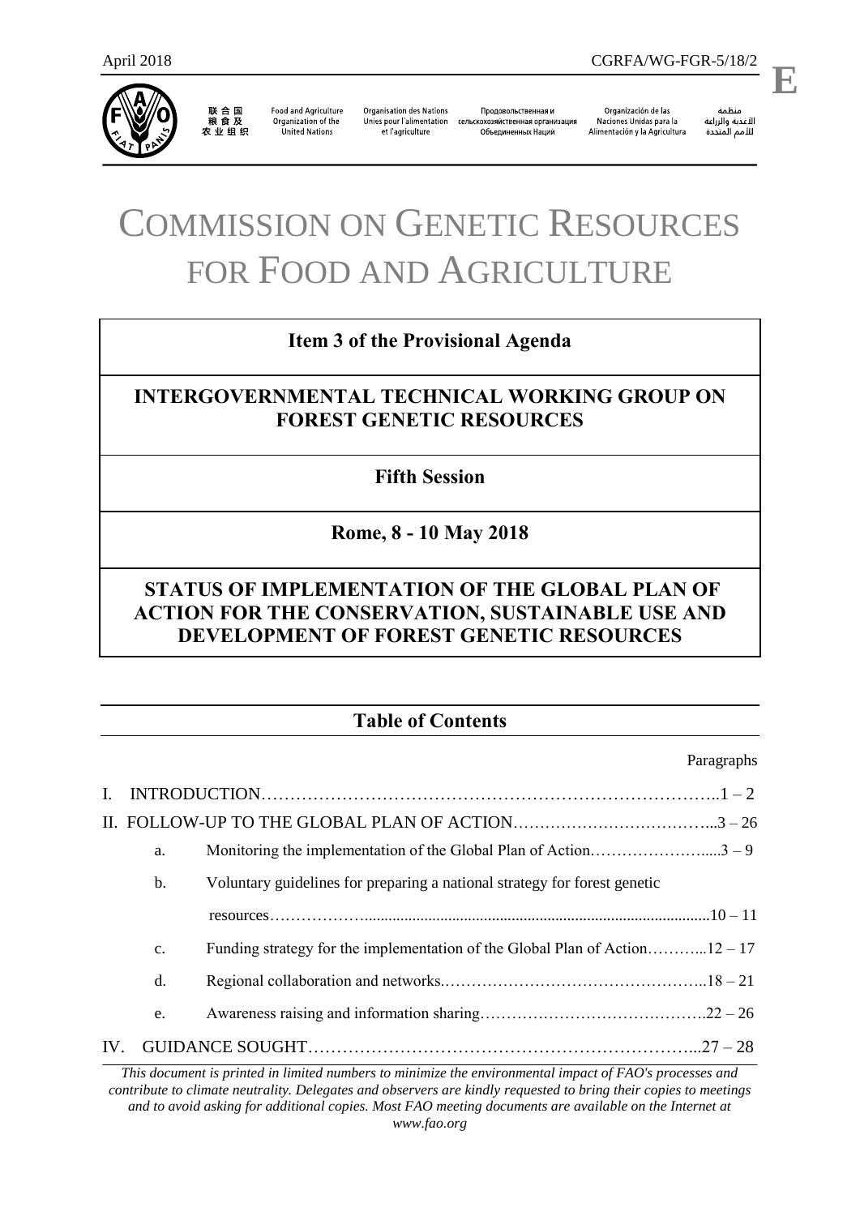April 2018 CGRFA/WG-FGR-5/18/2

**E**

联合国粮食及农业组织 | Food and Agriculture Organization of the United Nations | Organisation des Nations Unies pour l'alimentation et l'agriculture | Продовольственная и сельскохозяйственная организация Объединенных Наций | Organización de las Naciones Unidas para la Alimentación y la Agricultura | منظمة الأغذية والزراعة للأمم المتحدة

# COMMISSION ON GENETIC RESOURCES FOR FOOD AND AGRICULTURE

**Item 3 of the Provisional Agenda**

**INTERGOVERNMENTAL TECHNICAL WORKING GROUP ON FOREST GENETIC RESOURCES**

**Fifth Session**

**Rome, 8 - 10 May 2018**

**STATUS OF IMPLEMENTATION OF THE GLOBAL PLAN OF ACTION FOR THE CONSERVATION, SUSTAINABLE USE AND DEVELOPMENT OF FOREST GENETIC RESOURCES**

## Table of Contents

| | | Paragraphs |
|---|---|---|
| I. | INTRODUCTION | 1 – 2 |
| II. | FOLLOW-UP TO THE GLOBAL PLAN OF ACTION | 3 – 26 |
| | a. Monitoring the implementation of the Global Plan of Action | 3 – 9 |
| | b. Voluntary guidelines for preparing a national strategy for forest genetic resources | 10 – 11 |
| | c. Funding strategy for the implementation of the Global Plan of Action | 12 – 17 |
| | d. Regional collaboration and networks | 18 – 21 |
| | e. Awareness raising and information sharing | 22 – 26 |
| IV. | GUIDANCE SOUGHT | 27 – 28 |

*This document is printed in limited numbers to minimize the environmental impact of FAO's processes and contribute to climate neutrality. Delegates and observers are kindly requested to bring their copies to meetings and to avoid asking for additional copies. Most FAO meeting documents are available on the Internet at www.fao.org*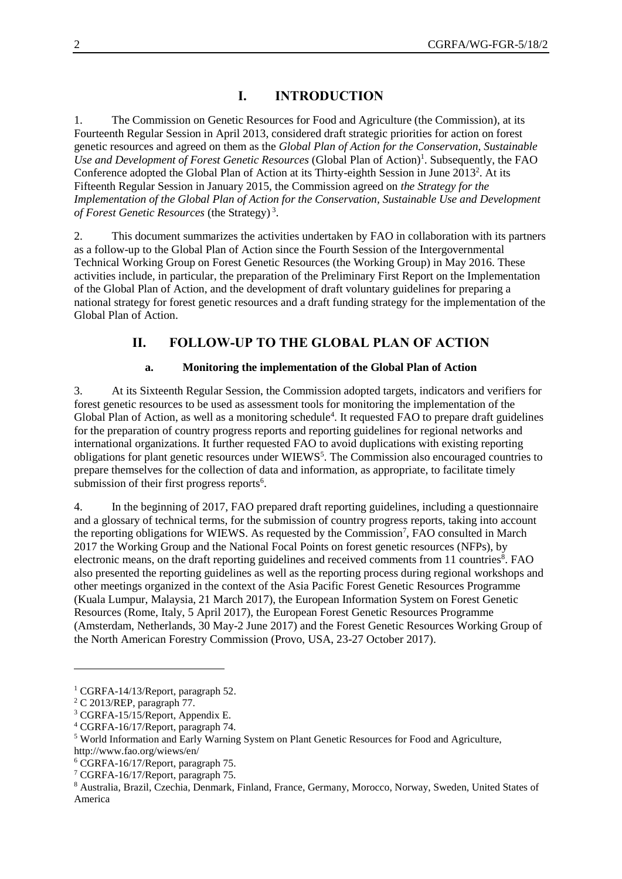# I. INTRODUCTION

1. The Commission on Genetic Resources for Food and Agriculture (the Commission), at its Fourteenth Regular Session in April 2013, considered draft strategic priorities for action on forest genetic resources and agreed on them as the *Global Plan of Action for the Conservation, Sustainable Use and Development of Forest Genetic Resources* (Global Plan of Action)[1]. Subsequently, the FAO Conference adopted the Global Plan of Action at its Thirty-eighth Session in June 2013[2]. At its Fifteenth Regular Session in January 2015, the Commission agreed on *the Strategy for the Implementation of the Global Plan of Action for the Conservation, Sustainable Use and Development of Forest Genetic Resources* (the Strategy)[3].

2. This document summarizes the activities undertaken by FAO in collaboration with its partners as a follow-up to the Global Plan of Action since the Fourth Session of the Intergovernmental Technical Working Group on Forest Genetic Resources (the Working Group) in May 2016. These activities include, in particular, the preparation of the Preliminary First Report on the Implementation of the Global Plan of Action, and the development of draft voluntary guidelines for preparing a national strategy for forest genetic resources and a draft funding strategy for the implementation of the Global Plan of Action.

# II. FOLLOW-UP TO THE GLOBAL PLAN OF ACTION

### a. Monitoring the implementation of the Global Plan of Action

3. At its Sixteenth Regular Session, the Commission adopted targets, indicators and verifiers for forest genetic resources to be used as assessment tools for monitoring the implementation of the Global Plan of Action, as well as a monitoring schedule[4]. It requested FAO to prepare draft guidelines for the preparation of country progress reports and reporting guidelines for regional networks and international organizations. It further requested FAO to avoid duplications with existing reporting obligations for plant genetic resources under WIEWS[5]. The Commission also encouraged countries to prepare themselves for the collection of data and information, as appropriate, to facilitate timely submission of their first progress reports[6].

4. In the beginning of 2017, FAO prepared draft reporting guidelines, including a questionnaire and a glossary of technical terms, for the submission of country progress reports, taking into account the reporting obligations for WIEWS. As requested by the Commission[7], FAO consulted in March 2017 the Working Group and the National Focal Points on forest genetic resources (NFPs), by electronic means, on the draft reporting guidelines and received comments from 11 countries[8]. FAO also presented the reporting guidelines as well as the reporting process during regional workshops and other meetings organized in the context of the Asia Pacific Forest Genetic Resources Programme (Kuala Lumpur, Malaysia, 21 March 2017), the European Information System on Forest Genetic Resources (Rome, Italy, 5 April 2017), the European Forest Genetic Resources Programme (Amsterdam, Netherlands, 30 May-2 June 2017) and the Forest Genetic Resources Working Group of the North American Forestry Commission (Provo, USA, 23-27 October 2017).

---

[1] CGRFA-14/13/Report, paragraph 52.

[2] C 2013/REP, paragraph 77.

[3] CGRFA-15/15/Report, Appendix E.

[4] CGRFA-16/17/Report, paragraph 74.

[5] World Information and Early Warning System on Plant Genetic Resources for Food and Agriculture, http://www.fao.org/wiews/en/

[6] CGRFA-16/17/Report, paragraph 75.

[7] CGRFA-16/17/Report, paragraph 75.

[8] Australia, Brazil, Czechia, Denmark, Finland, France, Germany, Morocco, Norway, Sweden, United States of America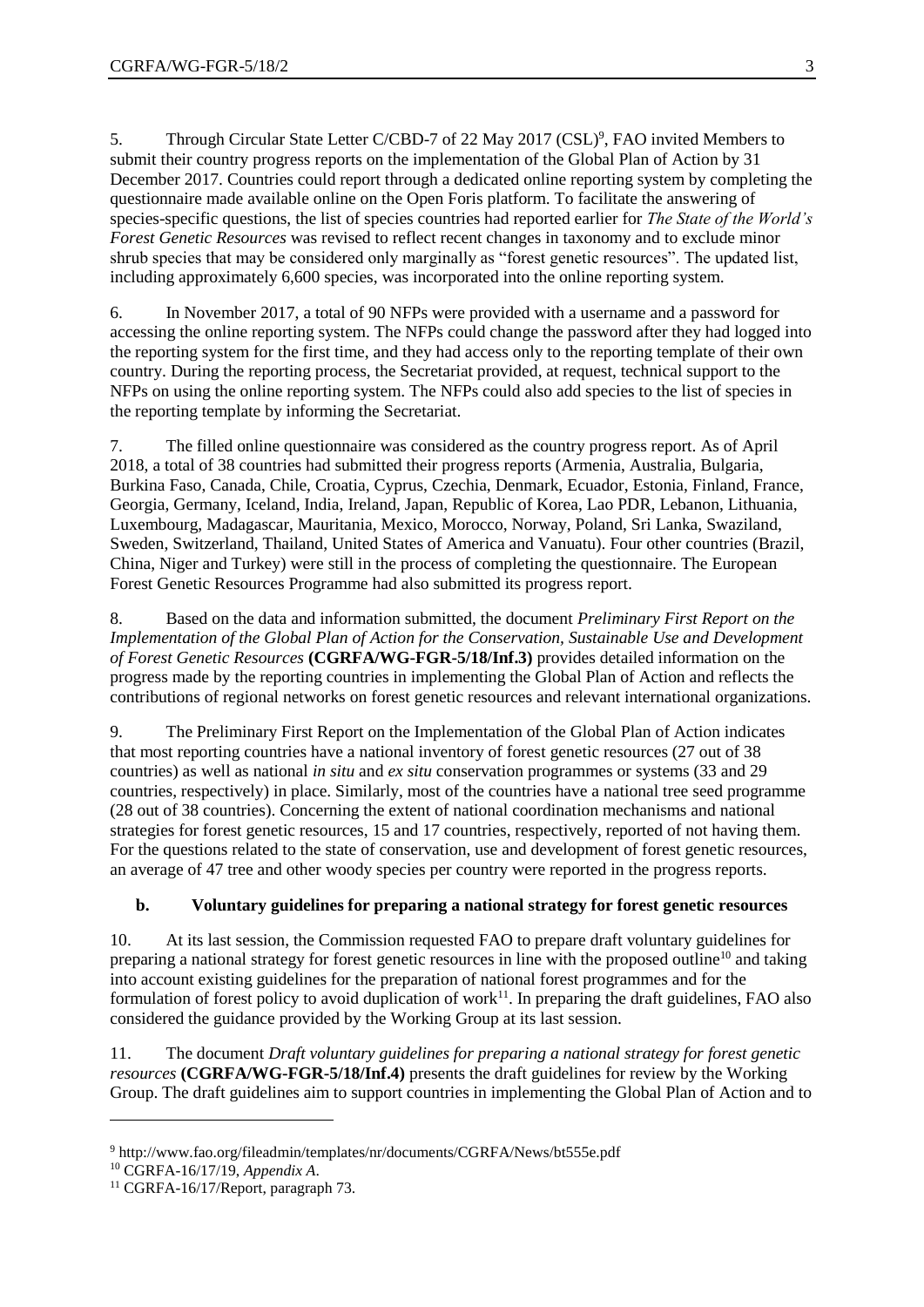5. Through Circular State Letter C/CBD-7 of 22 May 2017 (CSL)[9], FAO invited Members to submit their country progress reports on the implementation of the Global Plan of Action by 31 December 2017. Countries could report through a dedicated online reporting system by completing the questionnaire made available online on the Open Foris platform. To facilitate the answering of species-specific questions, the list of species countries had reported earlier for *The State of the World's Forest Genetic Resources* was revised to reflect recent changes in taxonomy and to exclude minor shrub species that may be considered only marginally as "forest genetic resources". The updated list, including approximately 6,600 species, was incorporated into the online reporting system.

6. In November 2017, a total of 90 NFPs were provided with a username and a password for accessing the online reporting system. The NFPs could change the password after they had logged into the reporting system for the first time, and they had access only to the reporting template of their own country. During the reporting process, the Secretariat provided, at request, technical support to the NFPs on using the online reporting system. The NFPs could also add species to the list of species in the reporting template by informing the Secretariat.

7. The filled online questionnaire was considered as the country progress report. As of April 2018, a total of 38 countries had submitted their progress reports (Armenia, Australia, Bulgaria, Burkina Faso, Canada, Chile, Croatia, Cyprus, Czechia, Denmark, Ecuador, Estonia, Finland, France, Georgia, Germany, Iceland, India, Ireland, Japan, Republic of Korea, Lao PDR, Lebanon, Lithuania, Luxembourg, Madagascar, Mauritania, Mexico, Morocco, Norway, Poland, Sri Lanka, Swaziland, Sweden, Switzerland, Thailand, United States of America and Vanuatu). Four other countries (Brazil, China, Niger and Turkey) were still in the process of completing the questionnaire. The European Forest Genetic Resources Programme had also submitted its progress report.

8. Based on the data and information submitted, the document *Preliminary First Report on the Implementation of the Global Plan of Action for the Conservation, Sustainable Use and Development of Forest Genetic Resources* **(CGRFA/WG-FGR-5/18/Inf.3)** provides detailed information on the progress made by the reporting countries in implementing the Global Plan of Action and reflects the contributions of regional networks on forest genetic resources and relevant international organizations.

9. The Preliminary First Report on the Implementation of the Global Plan of Action indicates that most reporting countries have a national inventory of forest genetic resources (27 out of 38 countries) as well as national *in situ* and *ex situ* conservation programmes or systems (33 and 29 countries, respectively) in place. Similarly, most of the countries have a national tree seed programme (28 out of 38 countries). Concerning the extent of national coordination mechanisms and national strategies for forest genetic resources, 15 and 17 countries, respectively, reported of not having them. For the questions related to the state of conservation, use and development of forest genetic resources, an average of 47 tree and other woody species per country were reported in the progress reports.

### b. Voluntary guidelines for preparing a national strategy for forest genetic resources

10. At its last session, the Commission requested FAO to prepare draft voluntary guidelines for preparing a national strategy for forest genetic resources in line with the proposed outline[10] and taking into account existing guidelines for the preparation of national forest programmes and for the formulation of forest policy to avoid duplication of work[11]. In preparing the draft guidelines, FAO also considered the guidance provided by the Working Group at its last session.

11. The document *Draft voluntary guidelines for preparing a national strategy for forest genetic resources* **(CGRFA/WG-FGR-5/18/Inf.4)** presents the draft guidelines for review by the Working Group. The draft guidelines aim to support countries in implementing the Global Plan of Action and to

---

[9] http://www.fao.org/fileadmin/templates/nr/documents/CGRFA/News/bt555e.pdf

[10] CGRFA-16/17/19, *Appendix A*.

[11] CGRFA-16/17/Report, paragraph 73.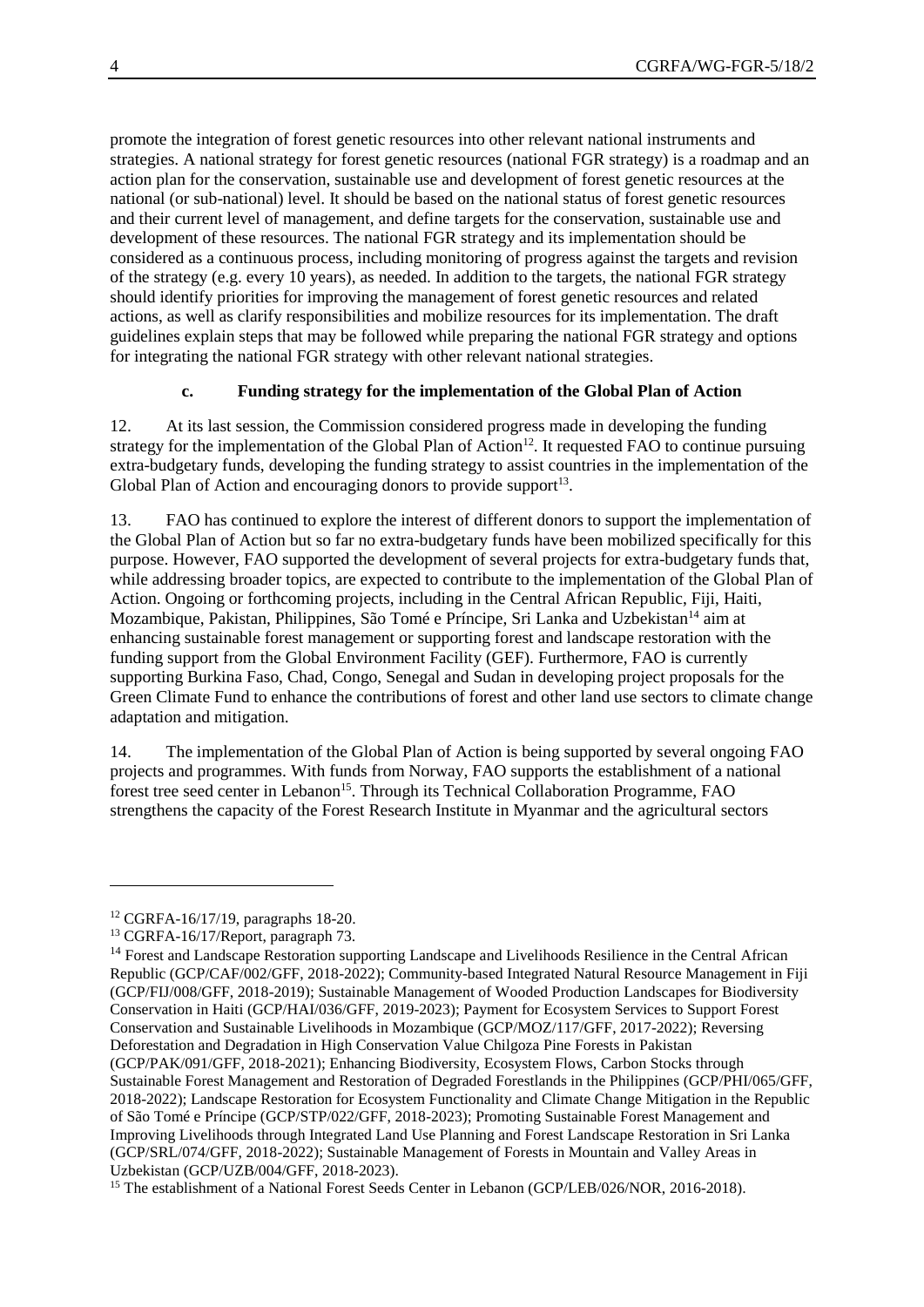promote the integration of forest genetic resources into other relevant national instruments and strategies. A national strategy for forest genetic resources (national FGR strategy) is a roadmap and an action plan for the conservation, sustainable use and development of forest genetic resources at the national (or sub-national) level. It should be based on the national status of forest genetic resources and their current level of management, and define targets for the conservation, sustainable use and development of these resources. The national FGR strategy and its implementation should be considered as a continuous process, including monitoring of progress against the targets and revision of the strategy (e.g. every 10 years), as needed. In addition to the targets, the national FGR strategy should identify priorities for improving the management of forest genetic resources and related actions, as well as clarify responsibilities and mobilize resources for its implementation. The draft guidelines explain steps that may be followed while preparing the national FGR strategy and options for integrating the national FGR strategy with other relevant national strategies.

### c. Funding strategy for the implementation of the Global Plan of Action

12. At its last session, the Commission considered progress made in developing the funding strategy for the implementation of the Global Plan of Action[12]. It requested FAO to continue pursuing extra-budgetary funds, developing the funding strategy to assist countries in the implementation of the Global Plan of Action and encouraging donors to provide support[13].

13. FAO has continued to explore the interest of different donors to support the implementation of the Global Plan of Action but so far no extra-budgetary funds have been mobilized specifically for this purpose. However, FAO supported the development of several projects for extra-budgetary funds that, while addressing broader topics, are expected to contribute to the implementation of the Global Plan of Action. Ongoing or forthcoming projects, including in the Central African Republic, Fiji, Haiti, Mozambique, Pakistan, Philippines, São Tomé e Príncipe, Sri Lanka and Uzbekistan[14] aim at enhancing sustainable forest management or supporting forest and landscape restoration with the funding support from the Global Environment Facility (GEF). Furthermore, FAO is currently supporting Burkina Faso, Chad, Congo, Senegal and Sudan in developing project proposals for the Green Climate Fund to enhance the contributions of forest and other land use sectors to climate change adaptation and mitigation.

14. The implementation of the Global Plan of Action is being supported by several ongoing FAO projects and programmes. With funds from Norway, FAO supports the establishment of a national forest tree seed center in Lebanon[15]. Through its Technical Collaboration Programme, FAO strengthens the capacity of the Forest Research Institute in Myanmar and the agricultural sectors

---

[12] CGRFA-16/17/19, paragraphs 18-20.

[13] CGRFA-16/17/Report, paragraph 73.

[14] Forest and Landscape Restoration supporting Landscape and Livelihoods Resilience in the Central African Republic (GCP/CAF/002/GFF, 2018-2022); Community-based Integrated Natural Resource Management in Fiji (GCP/FIJ/008/GFF, 2018-2019); Sustainable Management of Wooded Production Landscapes for Biodiversity Conservation in Haiti (GCP/HAI/036/GFF, 2019-2023); Payment for Ecosystem Services to Support Forest Conservation and Sustainable Livelihoods in Mozambique (GCP/MOZ/117/GFF, 2017-2022); Reversing Deforestation and Degradation in High Conservation Value Chilgoza Pine Forests in Pakistan (GCP/PAK/091/GFF, 2018-2021); Enhancing Biodiversity, Ecosystem Flows, Carbon Stocks through Sustainable Forest Management and Restoration of Degraded Forestlands in the Philippines (GCP/PHI/065/GFF, 2018-2022); Landscape Restoration for Ecosystem Functionality and Climate Change Mitigation in the Republic of São Tomé e Príncipe (GCP/STP/022/GFF, 2018-2023); Promoting Sustainable Forest Management and Improving Livelihoods through Integrated Land Use Planning and Forest Landscape Restoration in Sri Lanka (GCP/SRL/074/GFF, 2018-2022); Sustainable Management of Forests in Mountain and Valley Areas in Uzbekistan (GCP/UZB/004/GFF, 2018-2023).

[15] The establishment of a National Forest Seeds Center in Lebanon (GCP/LEB/026/NOR, 2016-2018).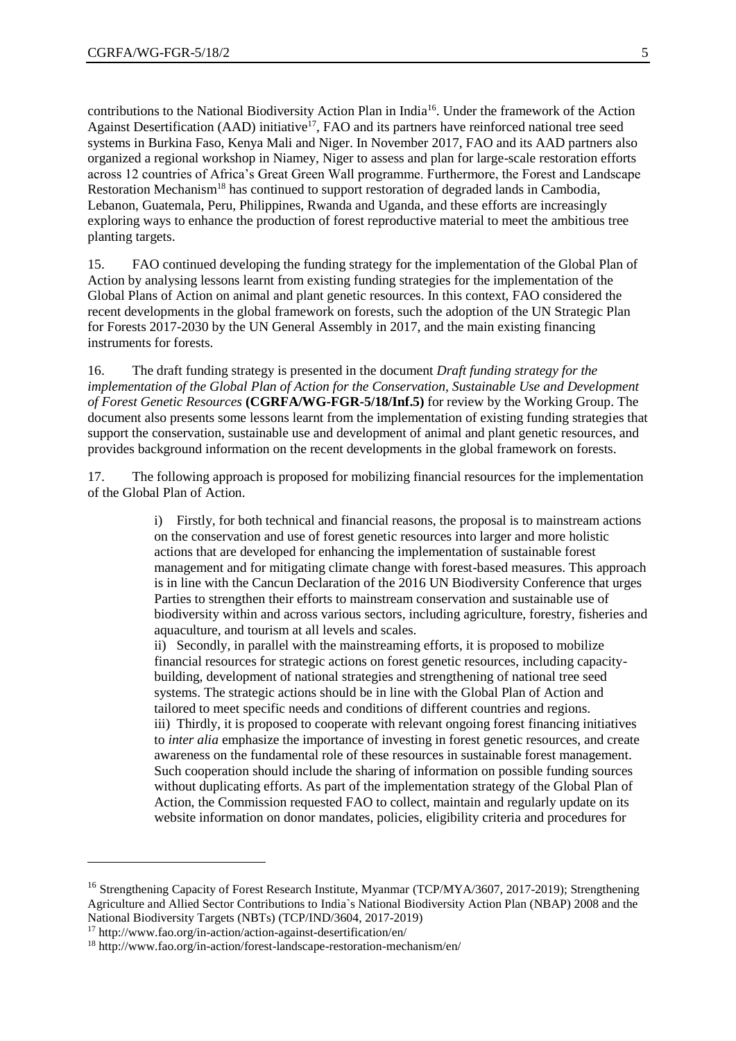contributions to the National Biodiversity Action Plan in India[16]. Under the framework of the Action Against Desertification (AAD) initiative[17], FAO and its partners have reinforced national tree seed systems in Burkina Faso, Kenya Mali and Niger. In November 2017, FAO and its AAD partners also organized a regional workshop in Niamey, Niger to assess and plan for large-scale restoration efforts across 12 countries of Africa's Great Green Wall programme. Furthermore, the Forest and Landscape Restoration Mechanism[18] has continued to support restoration of degraded lands in Cambodia, Lebanon, Guatemala, Peru, Philippines, Rwanda and Uganda, and these efforts are increasingly exploring ways to enhance the production of forest reproductive material to meet the ambitious tree planting targets.

15. FAO continued developing the funding strategy for the implementation of the Global Plan of Action by analysing lessons learnt from existing funding strategies for the implementation of the Global Plans of Action on animal and plant genetic resources. In this context, FAO considered the recent developments in the global framework on forests, such the adoption of the UN Strategic Plan for Forests 2017-2030 by the UN General Assembly in 2017, and the main existing financing instruments for forests.

16. The draft funding strategy is presented in the document *Draft funding strategy for the implementation of the Global Plan of Action for the Conservation, Sustainable Use and Development of Forest Genetic Resources* **(CGRFA/WG-FGR-5/18/Inf.5)** for review by the Working Group. The document also presents some lessons learnt from the implementation of existing funding strategies that support the conservation, sustainable use and development of animal and plant genetic resources, and provides background information on the recent developments in the global framework on forests.

17. The following approach is proposed for mobilizing financial resources for the implementation of the Global Plan of Action.

i) Firstly, for both technical and financial reasons, the proposal is to mainstream actions on the conservation and use of forest genetic resources into larger and more holistic actions that are developed for enhancing the implementation of sustainable forest management and for mitigating climate change with forest-based measures. This approach is in line with the Cancun Declaration of the 2016 UN Biodiversity Conference that urges Parties to strengthen their efforts to mainstream conservation and sustainable use of biodiversity within and across various sectors, including agriculture, forestry, fisheries and aquaculture, and tourism at all levels and scales.

ii) Secondly, in parallel with the mainstreaming efforts, it is proposed to mobilize financial resources for strategic actions on forest genetic resources, including capacity-building, development of national strategies and strengthening of national tree seed systems. The strategic actions should be in line with the Global Plan of Action and tailored to meet specific needs and conditions of different countries and regions.

iii) Thirdly, it is proposed to cooperate with relevant ongoing forest financing initiatives to *inter alia* emphasize the importance of investing in forest genetic resources, and create awareness on the fundamental role of these resources in sustainable forest management. Such cooperation should include the sharing of information on possible funding sources without duplicating efforts. As part of the implementation strategy of the Global Plan of Action, the Commission requested FAO to collect, maintain and regularly update on its website information on donor mandates, policies, eligibility criteria and procedures for

---

[16] Strengthening Capacity of Forest Research Institute, Myanmar (TCP/MYA/3607, 2017-2019); Strengthening Agriculture and Allied Sector Contributions to India`s National Biodiversity Action Plan (NBAP) 2008 and the National Biodiversity Targets (NBTs) (TCP/IND/3604, 2017-2019)

[17] http://www.fao.org/in-action/action-against-desertification/en/

[18] http://www.fao.org/in-action/forest-landscape-restoration-mechanism/en/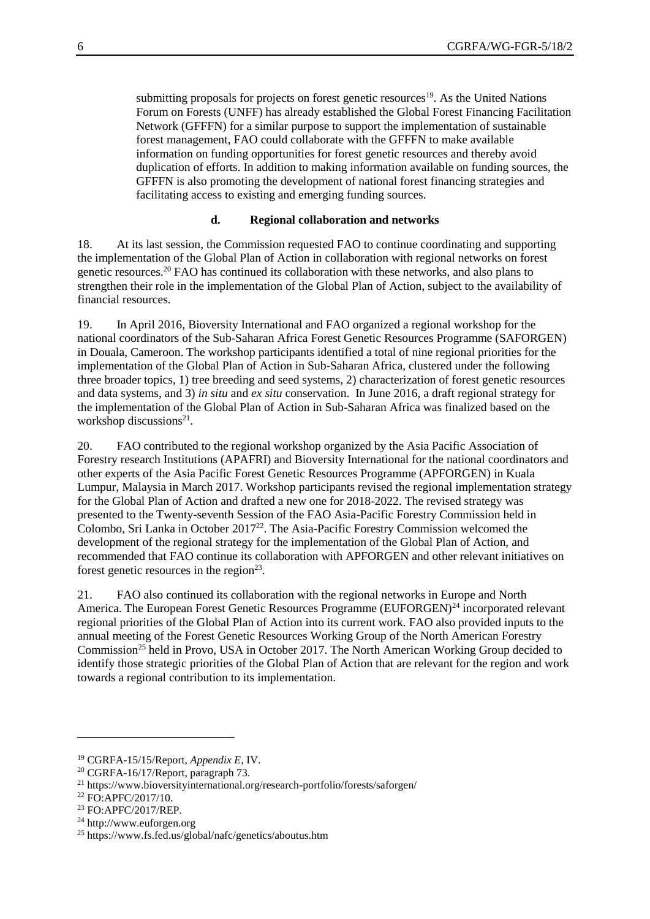submitting proposals for projects on forest genetic resources[19]. As the United Nations Forum on Forests (UNFF) has already established the Global Forest Financing Facilitation Network (GFFFN) for a similar purpose to support the implementation of sustainable forest management, FAO could collaborate with the GFFFN to make available information on funding opportunities for forest genetic resources and thereby avoid duplication of efforts. In addition to making information available on funding sources, the GFFFN is also promoting the development of national forest financing strategies and facilitating access to existing and emerging funding sources.

### d. Regional collaboration and networks

18. At its last session, the Commission requested FAO to continue coordinating and supporting the implementation of the Global Plan of Action in collaboration with regional networks on forest genetic resources.[20] FAO has continued its collaboration with these networks, and also plans to strengthen their role in the implementation of the Global Plan of Action, subject to the availability of financial resources.

19. In April 2016, Bioversity International and FAO organized a regional workshop for the national coordinators of the Sub-Saharan Africa Forest Genetic Resources Programme (SAFORGEN) in Douala, Cameroon. The workshop participants identified a total of nine regional priorities for the implementation of the Global Plan of Action in Sub-Saharan Africa, clustered under the following three broader topics, 1) tree breeding and seed systems, 2) characterization of forest genetic resources and data systems, and 3) *in situ* and *ex situ* conservation. In June 2016, a draft regional strategy for the implementation of the Global Plan of Action in Sub-Saharan Africa was finalized based on the workshop discussions[21].

20. FAO contributed to the regional workshop organized by the Asia Pacific Association of Forestry research Institutions (APAFRI) and Bioversity International for the national coordinators and other experts of the Asia Pacific Forest Genetic Resources Programme (APFORGEN) in Kuala Lumpur, Malaysia in March 2017. Workshop participants revised the regional implementation strategy for the Global Plan of Action and drafted a new one for 2018-2022. The revised strategy was presented to the Twenty-seventh Session of the FAO Asia-Pacific Forestry Commission held in Colombo, Sri Lanka in October 2017[22]. The Asia-Pacific Forestry Commission welcomed the development of the regional strategy for the implementation of the Global Plan of Action, and recommended that FAO continue its collaboration with APFORGEN and other relevant initiatives on forest genetic resources in the region[23].

21. FAO also continued its collaboration with the regional networks in Europe and North America. The European Forest Genetic Resources Programme (EUFORGEN)[24] incorporated relevant regional priorities of the Global Plan of Action into its current work. FAO also provided inputs to the annual meeting of the Forest Genetic Resources Working Group of the North American Forestry Commission[25] held in Provo, USA in October 2017. The North American Working Group decided to identify those strategic priorities of the Global Plan of Action that are relevant for the region and work towards a regional contribution to its implementation.

---

[19] CGRFA-15/15/Report, *Appendix E*, IV.

[20] CGRFA-16/17/Report, paragraph 73.

[21] https://www.bioversityinternational.org/research-portfolio/forests/saforgen/

[22] FO:APFC/2017/10.

[23] FO:APFC/2017/REP.

[24] http://www.euforgen.org

[25] https://www.fs.fed.us/global/nafc/genetics/aboutus.htm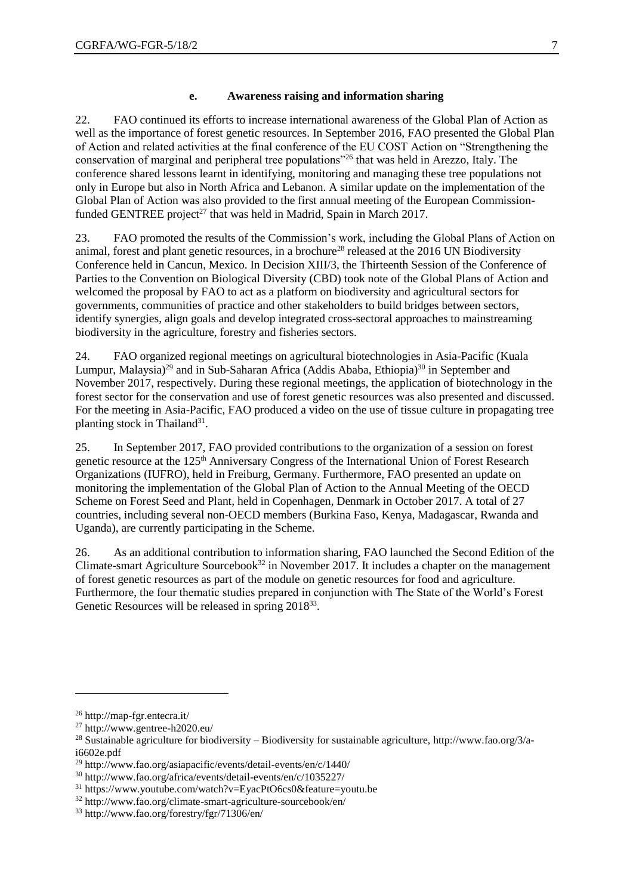#### e. Awareness raising and information sharing

22. FAO continued its efforts to increase international awareness of the Global Plan of Action as well as the importance of forest genetic resources. In September 2016, FAO presented the Global Plan of Action and related activities at the final conference of the EU COST Action on "Strengthening the conservation of marginal and peripheral tree populations"[26] that was held in Arezzo, Italy. The conference shared lessons learnt in identifying, monitoring and managing these tree populations not only in Europe but also in North Africa and Lebanon. A similar update on the implementation of the Global Plan of Action was also provided to the first annual meeting of the European Commission-funded GENTREE project[27] that was held in Madrid, Spain in March 2017.

23. FAO promoted the results of the Commission's work, including the Global Plans of Action on animal, forest and plant genetic resources, in a brochure[28] released at the 2016 UN Biodiversity Conference held in Cancun, Mexico. In Decision XIII/3, the Thirteenth Session of the Conference of Parties to the Convention on Biological Diversity (CBD) took note of the Global Plans of Action and welcomed the proposal by FAO to act as a platform on biodiversity and agricultural sectors for governments, communities of practice and other stakeholders to build bridges between sectors, identify synergies, align goals and develop integrated cross-sectoral approaches to mainstreaming biodiversity in the agriculture, forestry and fisheries sectors.

24. FAO organized regional meetings on agricultural biotechnologies in Asia-Pacific (Kuala Lumpur, Malaysia)[29] and in Sub-Saharan Africa (Addis Ababa, Ethiopia)[30] in September and November 2017, respectively. During these regional meetings, the application of biotechnology in the forest sector for the conservation and use of forest genetic resources was also presented and discussed. For the meeting in Asia-Pacific, FAO produced a video on the use of tissue culture in propagating tree planting stock in Thailand[31].

25. In September 2017, FAO provided contributions to the organization of a session on forest genetic resource at the 125th Anniversary Congress of the International Union of Forest Research Organizations (IUFRO), held in Freiburg, Germany. Furthermore, FAO presented an update on monitoring the implementation of the Global Plan of Action to the Annual Meeting of the OECD Scheme on Forest Seed and Plant, held in Copenhagen, Denmark in October 2017. A total of 27 countries, including several non-OECD members (Burkina Faso, Kenya, Madagascar, Rwanda and Uganda), are currently participating in the Scheme.

26. As an additional contribution to information sharing, FAO launched the Second Edition of the Climate-smart Agriculture Sourcebook[32] in November 2017. It includes a chapter on the management of forest genetic resources as part of the module on genetic resources for food and agriculture. Furthermore, the four thematic studies prepared in conjunction with The State of the World's Forest Genetic Resources will be released in spring 2018[33].

---

[26] http://map-fgr.entecra.it/

[27] http://www.gentree-h2020.eu/

[28] Sustainable agriculture for biodiversity – Biodiversity for sustainable agriculture, http://www.fao.org/3/a-i6602e.pdf

[29] http://www.fao.org/asiapacific/events/detail-events/en/c/1440/

[30] http://www.fao.org/africa/events/detail-events/en/c/1035227/

[31] https://www.youtube.com/watch?v=EyacPtO6cs0&feature=youtu.be

[32] http://www.fao.org/climate-smart-agriculture-sourcebook/en/

[33] http://www.fao.org/forestry/fgr/71306/en/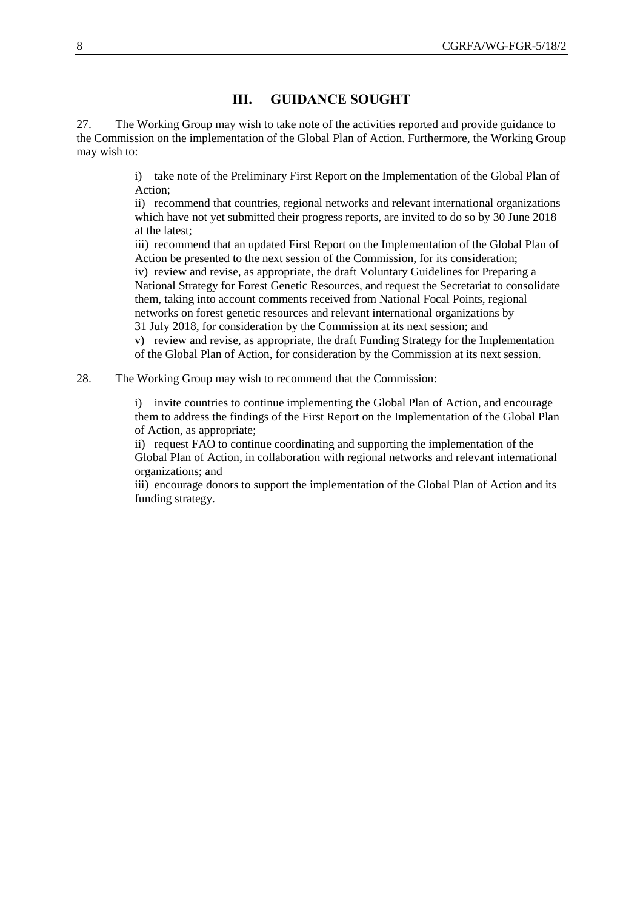## III. GUIDANCE SOUGHT

27. The Working Group may wish to take note of the activities reported and provide guidance to the Commission on the implementation of the Global Plan of Action. Furthermore, the Working Group may wish to:

> i) take note of the Preliminary First Report on the Implementation of the Global Plan of Action;
>
> ii) recommend that countries, regional networks and relevant international organizations which have not yet submitted their progress reports, are invited to do so by 30 June 2018 at the latest;
>
> iii) recommend that an updated First Report on the Implementation of the Global Plan of Action be presented to the next session of the Commission, for its consideration;
>
> iv) review and revise, as appropriate, the draft Voluntary Guidelines for Preparing a National Strategy for Forest Genetic Resources, and request the Secretariat to consolidate them, taking into account comments received from National Focal Points, regional networks on forest genetic resources and relevant international organizations by 31 July 2018, for consideration by the Commission at its next session; and
>
> v) review and revise, as appropriate, the draft Funding Strategy for the Implementation of the Global Plan of Action, for consideration by the Commission at its next session.

28. The Working Group may wish to recommend that the Commission:

> i) invite countries to continue implementing the Global Plan of Action, and encourage them to address the findings of the First Report on the Implementation of the Global Plan of Action, as appropriate;
>
> ii) request FAO to continue coordinating and supporting the implementation of the Global Plan of Action, in collaboration with regional networks and relevant international organizations; and
>
> iii) encourage donors to support the implementation of the Global Plan of Action and its funding strategy.